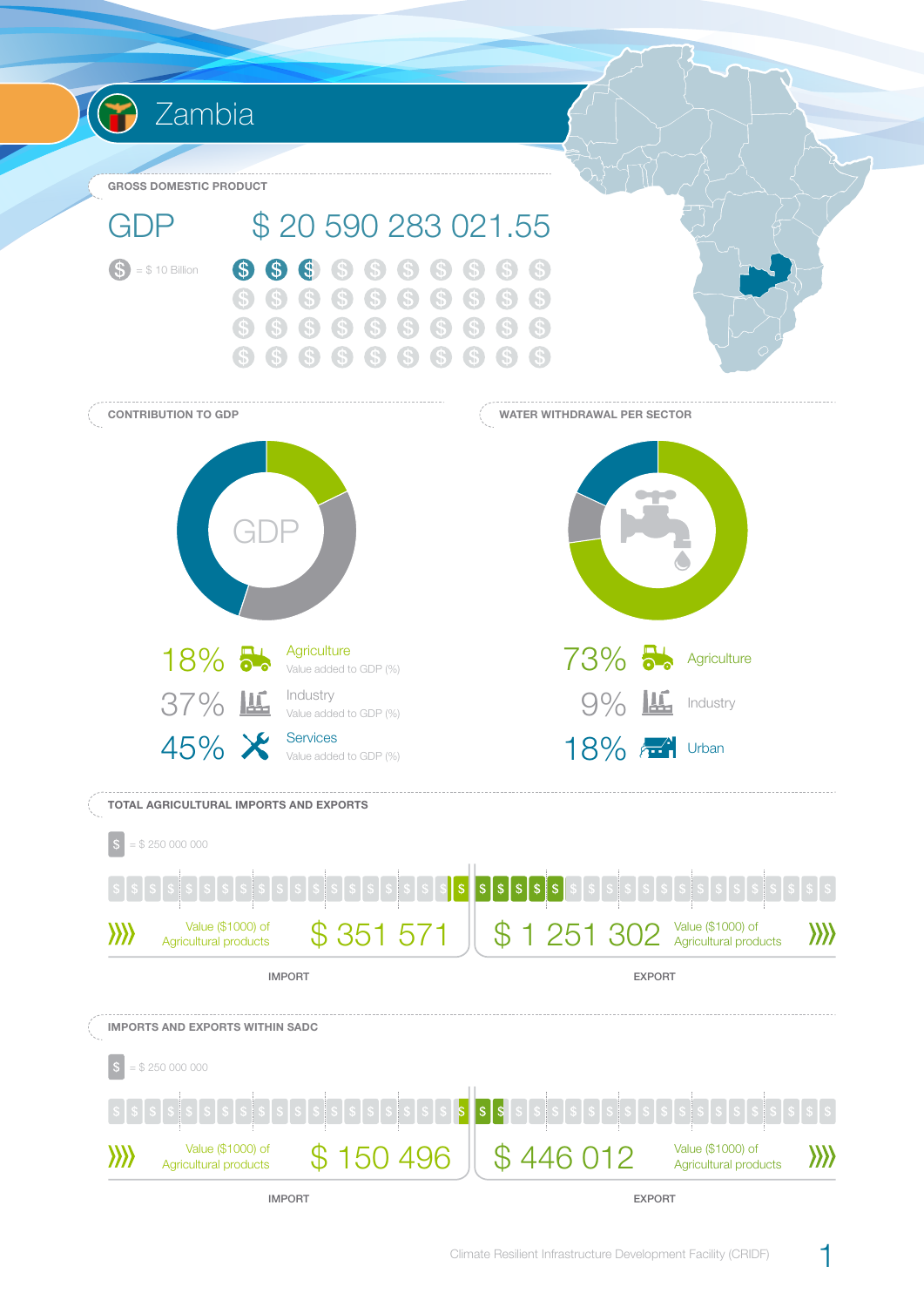# Zambia

## GROSS DOMESTIC PRODUCT

**GDP** $ 20 590 283 021.55

$ = $ 10 Billion

## CONTRIBUTION TO GDP

| Share | Sector |
|---|---|
| 18% | Agriculture – Value added to GDP (%) |
| 37% | Industry – Value added to GDP (%) |
| 45% | Services – Value added to GDP (%) |

## WATER WITHDRAWAL PER SECTOR

| Share | Sector |
|---|---|
| 73% | Agriculture |
| 9% | Industry |
| 18% | Urban |

## TOTAL AGRICULTURAL IMPORTS AND EXPORTS

$ = $ 250 000 000

| | Value ($1000) of Agricultural products |
|---|---|
| IMPORT | $ 351 571 |
| EXPORT | $ 1 251 302 |

## IMPORTS AND EXPORTS WITHIN SADC

$ = $ 250 000 000

| | Value ($1000) of Agricultural products |
|---|---|
| IMPORT | $ 150 496 |
| EXPORT | $ 446 012 |

Climate Resilient Infrastructure Development Facility (CRIDF)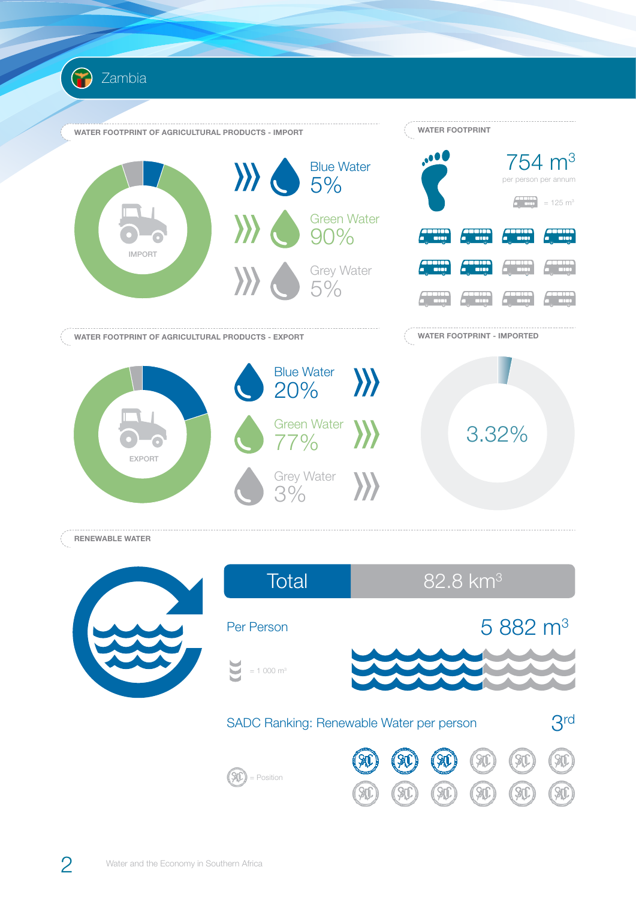# Zambia

## WATER FOOTPRINT OF AGRICULTURAL PRODUCTS - IMPORT

IMPORT

Blue Water 5%

Green Water 90%

Grey Water 5%

## WATER FOOTPRINT

754 $m^3$

per person per annum

= 125 $m^3$

## WATER FOOTPRINT OF AGRICULTURAL PRODUCTS - EXPORT

EXPORT

Blue Water 20%

Green Water 77%

Grey Water 3%

## WATER FOOTPRINT - IMPORTED

3.32%

## RENEWABLE WATER

| Total | 82.8 $km^3$ |
| --- | --- |

Per Person 5 882 $m^3$

= 1 000 $m^3$

SADC Ranking: Renewable Water per person 3rd

= Position

Water and the Economy in Southern Africa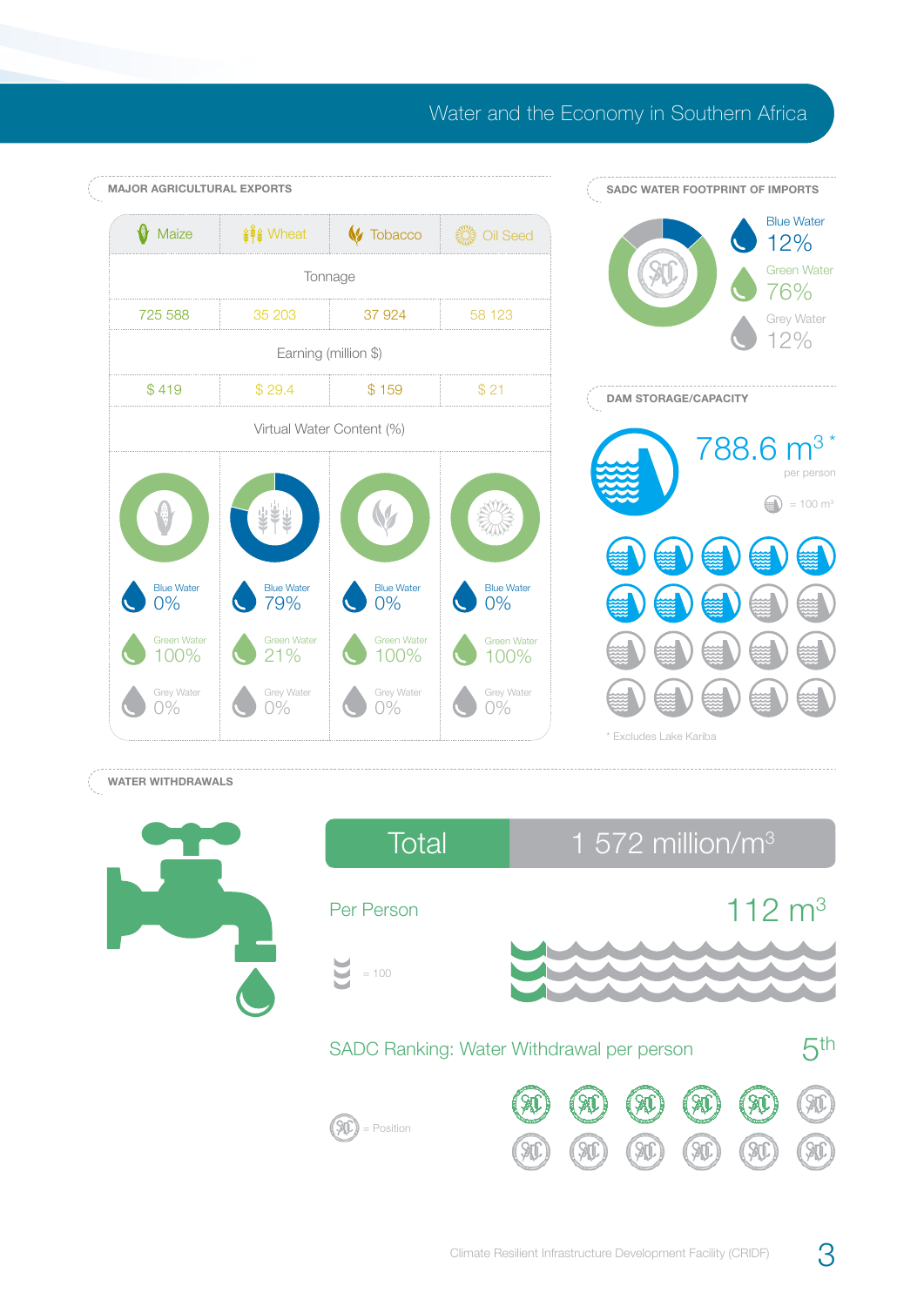# Water and the Economy in Southern Africa

## MAJOR AGRICULTURAL EXPORTS

| | Maize | Wheat | Tobacco | Oil Seed |
|---|---|---|---|---|
| **Tonnage** | 725 588 | 35 203 | 37 924 | 58 123 |
| **Earning (million $)** | $ 419 | $ 29.4 | $ 159 | $ 21 |
| **Virtual Water Content (%)** | | | | |
| Blue Water | 0% | 79% | 0% | 0% |
| Green Water | 100% | 21% | 100% | 100% |
| Grey Water | 0% | 0% | 0% | 0% |

## SADC WATER FOOTPRINT OF IMPORTS

Blue Water 12%

Green Water 76%

Grey Water 12%

## DAM STORAGE/CAPACITY

788.6 $m^3$ * per person

= 100 $m^3$

* Excludes Lake Kariba

## WATER WITHDRAWALS

| Total | 1 572 million/$m^3$ |
|---|---|

Per Person 112 $m^3$

= 100

SADC Ranking: Water Withdrawal per person 5th

= Position

Climate Resilient Infrastructure Development Facility (CRIDF)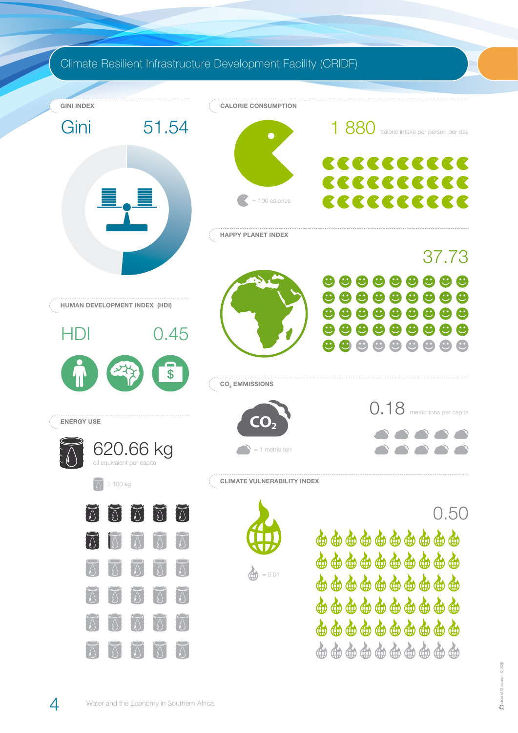# Climate Resilient Infrastructure Development Facility (CRIDF)

## GINI INDEX

Gini 51.54

## HUMAN DEVELOPMENT INDEX (HDI)

HDI 0.45

## ENERGY USE

620.66 kg

oil equivalent per capita

= 100 kg

## CALORIE CONSUMPTION

1 880 caloric intake per person per day

= 100 calories

## HAPPY PLANET INDEX

37.73

## $CO_2$ EMMISSIONS

0.18 metric tons per capita

= 1 metric ton

## CLIMATE VULNERABILITY INDEX

0.50

= 0.01

Water and the Economy in Southern Africa